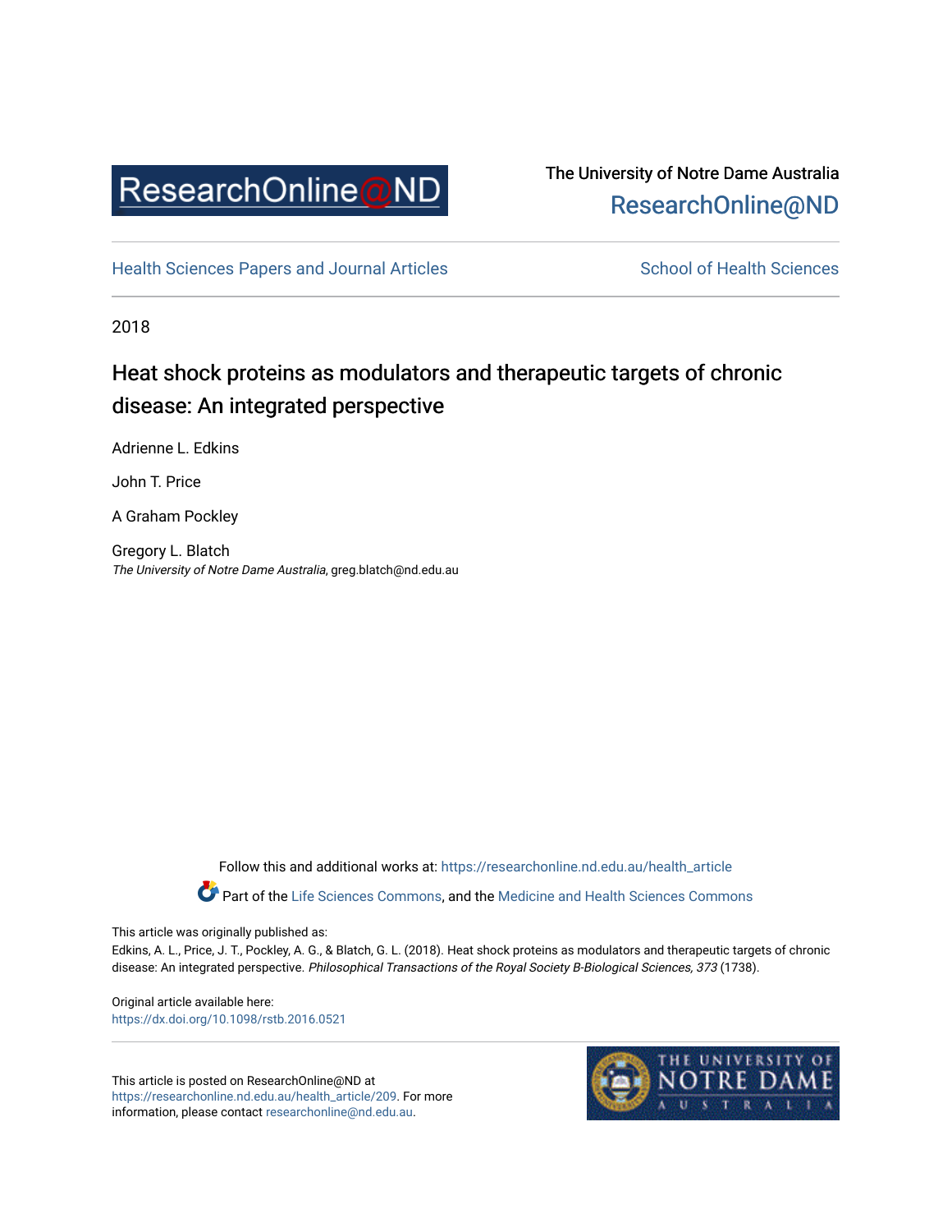ResearchOnline@ND

The University of Notre Dame Australia
ResearchOnline@ND

Health Sciences Papers and Journal Articles | School of Health Sciences

2018

# Heat shock proteins as modulators and therapeutic targets of chronic disease: An integrated perspective

Adrienne L. Edkins

John T. Price

A Graham Pockley

Gregory L. Blatch
*The University of Notre Dame Australia*, greg.blatch@nd.edu.au

Follow this and additional works at: https://researchonline.nd.edu.au/health_article

Part of the Life Sciences Commons, and the Medicine and Health Sciences Commons

This article was originally published as:
Edkins, A. L., Price, J. T., Pockley, A. G., & Blatch, G. L. (2018). Heat shock proteins as modulators and therapeutic targets of chronic disease: An integrated perspective. *Philosophical Transactions of the Royal Society B-Biological Sciences, 373* (1738).

Original article available here:
https://dx.doi.org/10.1098/rstb.2016.0521

This article is posted on ResearchOnline@ND at https://researchonline.nd.edu.au/health_article/209. For more information, please contact researchonline@nd.edu.au.

THE UNIVERSITY OF NOTRE DAME AUSTRALIA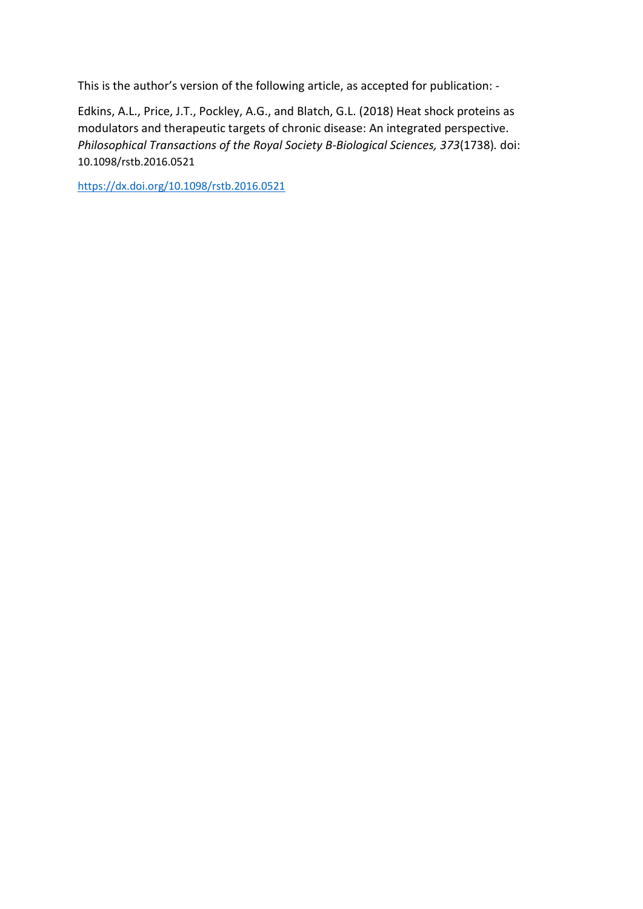This is the author's version of the following article, as accepted for publication: -

Edkins, A.L., Price, J.T., Pockley, A.G., and Blatch, G.L. (2018) Heat shock proteins as modulators and therapeutic targets of chronic disease: An integrated perspective. *Philosophical Transactions of the Royal Society B-Biological Sciences, 373*(1738). doi: 10.1098/rstb.2016.0521

https://dx.doi.org/10.1098/rstb.2016.0521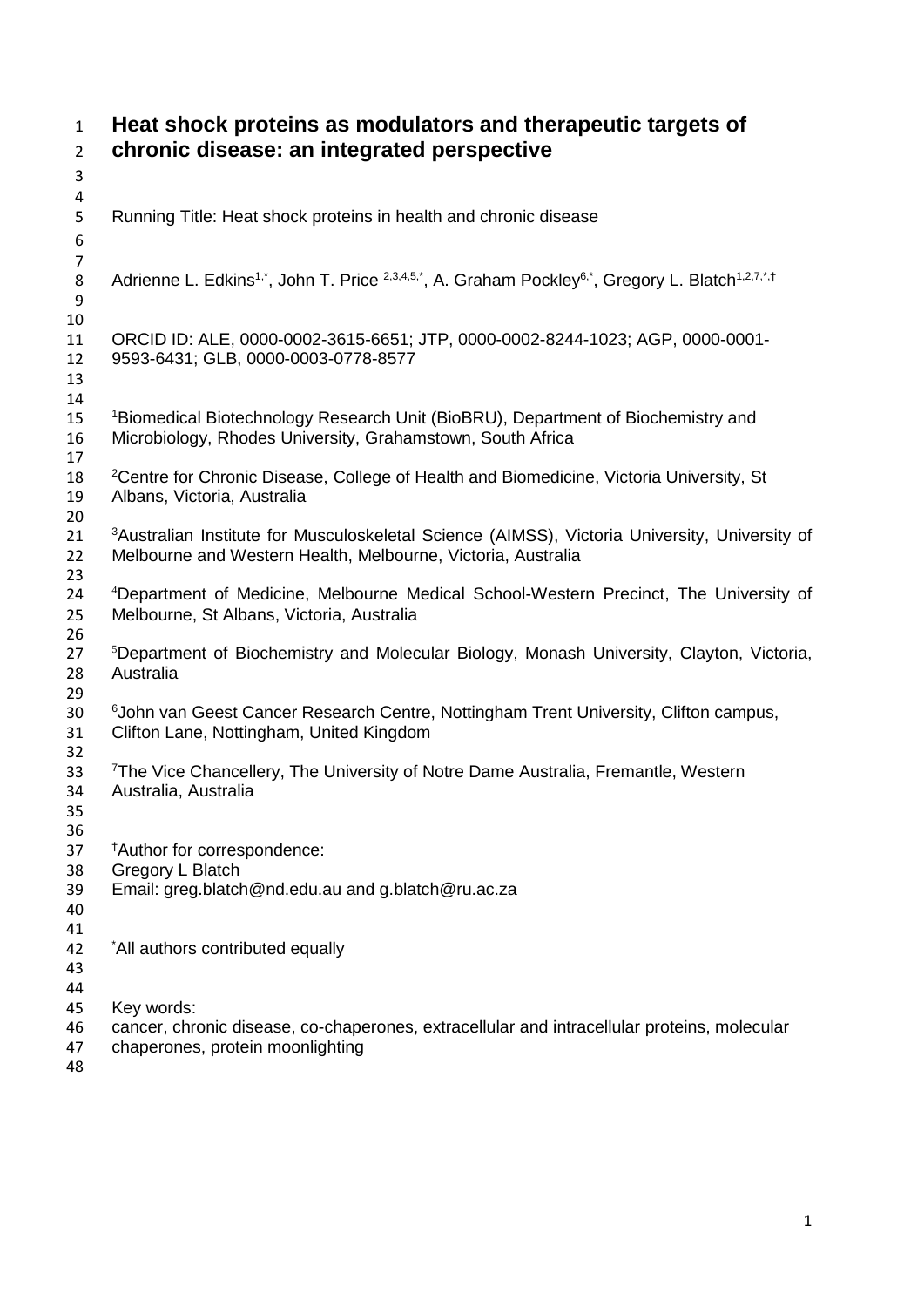# Heat shock proteins as modulators and therapeutic targets of chronic disease: an integrated perspective

Running Title: Heat shock proteins in health and chronic disease

Adrienne L. Edkins[1,*], John T. Price [2,3,4,5,*], A. Graham Pockley[6,*], Gregory L. Blatch[1,2,7,*,†]

ORCID ID: ALE, 0000-0002-3615-6651; JTP, 0000-0002-8244-1023; AGP, 0000-0001-9593-6431; GLB, 0000-0003-0778-8577

[1]Biomedical Biotechnology Research Unit (BioBRU), Department of Biochemistry and Microbiology, Rhodes University, Grahamstown, South Africa

[2]Centre for Chronic Disease, College of Health and Biomedicine, Victoria University, St Albans, Victoria, Australia

[3]Australian Institute for Musculoskeletal Science (AIMSS), Victoria University, University of Melbourne and Western Health, Melbourne, Victoria, Australia

[4]Department of Medicine, Melbourne Medical School-Western Precinct, The University of Melbourne, St Albans, Victoria, Australia

[5]Department of Biochemistry and Molecular Biology, Monash University, Clayton, Victoria, Australia

[6]John van Geest Cancer Research Centre, Nottingham Trent University, Clifton campus, Clifton Lane, Nottingham, United Kingdom

[7]The Vice Chancellery, The University of Notre Dame Australia, Fremantle, Western Australia, Australia

[†]Author for correspondence:
Gregory L Blatch
Email: greg.blatch@nd.edu.au and g.blatch@ru.ac.za

[*]All authors contributed equally

Key words:
cancer, chronic disease, co-chaperones, extracellular and intracellular proteins, molecular chaperones, protein moonlighting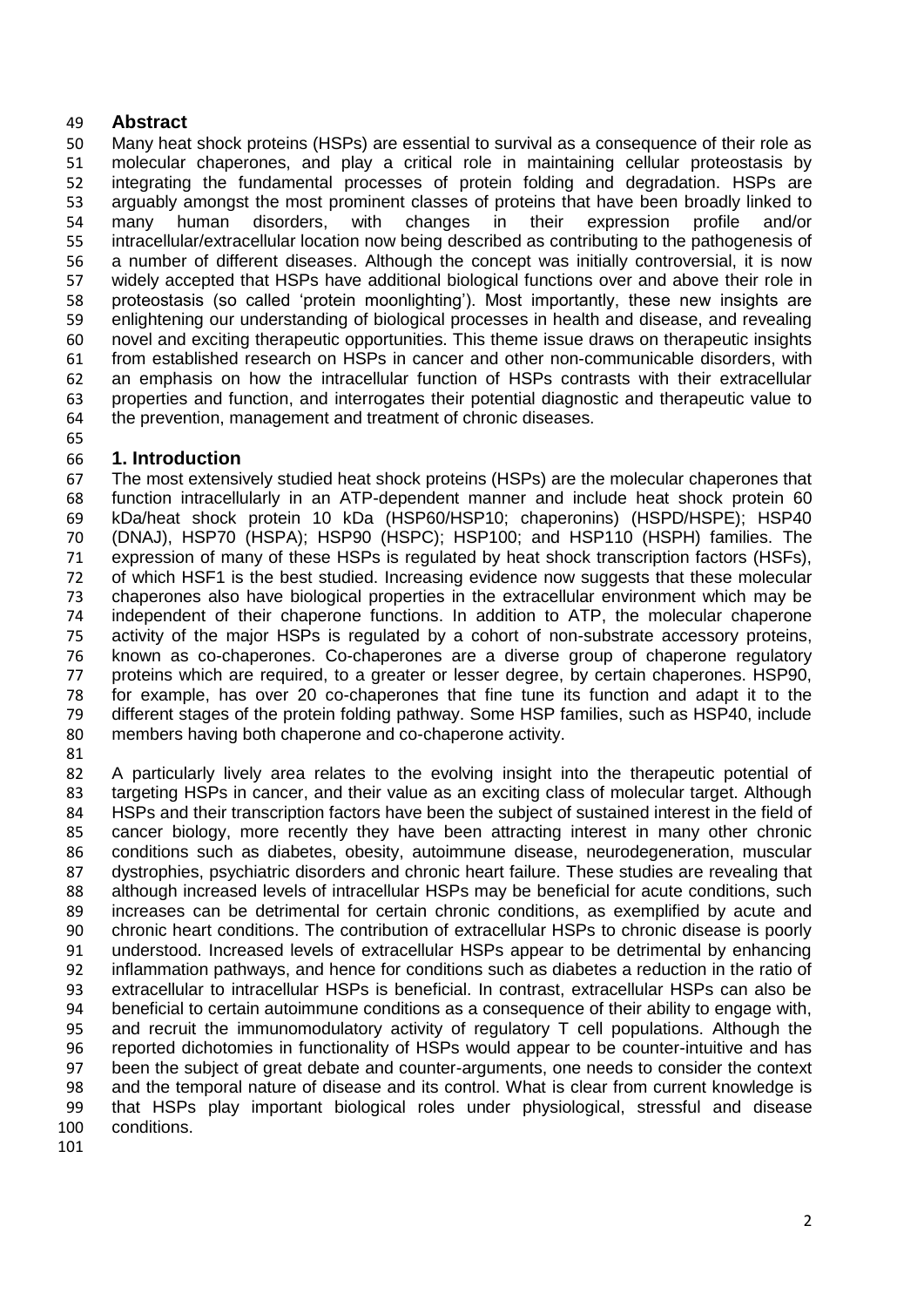## Abstract

Many heat shock proteins (HSPs) are essential to survival as a consequence of their role as molecular chaperones, and play a critical role in maintaining cellular proteostasis by integrating the fundamental processes of protein folding and degradation. HSPs are arguably amongst the most prominent classes of proteins that have been broadly linked to many human disorders, with changes in their expression profile and/or intracellular/extracellular location now being described as contributing to the pathogenesis of a number of different diseases. Although the concept was initially controversial, it is now widely accepted that HSPs have additional biological functions over and above their role in proteostasis (so called 'protein moonlighting'). Most importantly, these new insights are enlightening our understanding of biological processes in health and disease, and revealing novel and exciting therapeutic opportunities. This theme issue draws on therapeutic insights from established research on HSPs in cancer and other non-communicable disorders, with an emphasis on how the intracellular function of HSPs contrasts with their extracellular properties and function, and interrogates their potential diagnostic and therapeutic value to the prevention, management and treatment of chronic diseases.

## 1. Introduction

The most extensively studied heat shock proteins (HSPs) are the molecular chaperones that function intracellularly in an ATP-dependent manner and include heat shock protein 60 kDa/heat shock protein 10 kDa (HSP60/HSP10; chaperonins) (HSPD/HSPE); HSP40 (DNAJ), HSP70 (HSPA); HSP90 (HSPC); HSP100; and HSP110 (HSPH) families. The expression of many of these HSPs is regulated by heat shock transcription factors (HSFs), of which HSF1 is the best studied. Increasing evidence now suggests that these molecular chaperones also have biological properties in the extracellular environment which may be independent of their chaperone functions. In addition to ATP, the molecular chaperone activity of the major HSPs is regulated by a cohort of non-substrate accessory proteins, known as co-chaperones. Co-chaperones are a diverse group of chaperone regulatory proteins which are required, to a greater or lesser degree, by certain chaperones. HSP90, for example, has over 20 co-chaperones that fine tune its function and adapt it to the different stages of the protein folding pathway. Some HSP families, such as HSP40, include members having both chaperone and co-chaperone activity.

A particularly lively area relates to the evolving insight into the therapeutic potential of targeting HSPs in cancer, and their value as an exciting class of molecular target. Although HSPs and their transcription factors have been the subject of sustained interest in the field of cancer biology, more recently they have been attracting interest in many other chronic conditions such as diabetes, obesity, autoimmune disease, neurodegeneration, muscular dystrophies, psychiatric disorders and chronic heart failure. These studies are revealing that although increased levels of intracellular HSPs may be beneficial for acute conditions, such increases can be detrimental for certain chronic conditions, as exemplified by acute and chronic heart conditions. The contribution of extracellular HSPs to chronic disease is poorly understood. Increased levels of extracellular HSPs appear to be detrimental by enhancing inflammation pathways, and hence for conditions such as diabetes a reduction in the ratio of extracellular to intracellular HSPs is beneficial. In contrast, extracellular HSPs can also be beneficial to certain autoimmune conditions as a consequence of their ability to engage with, and recruit the immunomodulatory activity of regulatory T cell populations. Although the reported dichotomies in functionality of HSPs would appear to be counter-intuitive and has been the subject of great debate and counter-arguments, one needs to consider the context and the temporal nature of disease and its control. What is clear from current knowledge is that HSPs play important biological roles under physiological, stressful and disease conditions.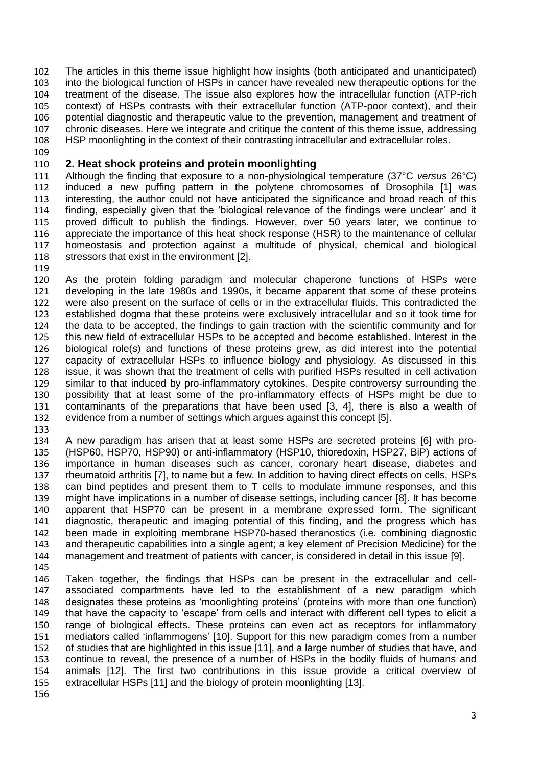The articles in this theme issue highlight how insights (both anticipated and unanticipated) into the biological function of HSPs in cancer have revealed new therapeutic options for the treatment of the disease. The issue also explores how the intracellular function (ATP-rich context) of HSPs contrasts with their extracellular function (ATP-poor context), and their potential diagnostic and therapeutic value to the prevention, management and treatment of chronic diseases. Here we integrate and critique the content of this theme issue, addressing HSP moonlighting in the context of their contrasting intracellular and extracellular roles.

## 2. Heat shock proteins and protein moonlighting

Although the finding that exposure to a non-physiological temperature (37°C *versus* 26°C) induced a new puffing pattern in the polytene chromosomes of Drosophila [1] was interesting, the author could not have anticipated the significance and broad reach of this finding, especially given that the 'biological relevance of the findings were unclear' and it proved difficult to publish the findings. However, over 50 years later, we continue to appreciate the importance of this heat shock response (HSR) to the maintenance of cellular homeostasis and protection against a multitude of physical, chemical and biological stressors that exist in the environment [2].

As the protein folding paradigm and molecular chaperone functions of HSPs were developing in the late 1980s and 1990s, it became apparent that some of these proteins were also present on the surface of cells or in the extracellular fluids. This contradicted the established dogma that these proteins were exclusively intracellular and so it took time for the data to be accepted, the findings to gain traction with the scientific community and for this new field of extracellular HSPs to be accepted and become established. Interest in the biological role(s) and functions of these proteins grew, as did interest into the potential capacity of extracellular HSPs to influence biology and physiology. As discussed in this issue, it was shown that the treatment of cells with purified HSPs resulted in cell activation similar to that induced by pro-inflammatory cytokines. Despite controversy surrounding the possibility that at least some of the pro-inflammatory effects of HSPs might be due to contaminants of the preparations that have been used [3, 4], there is also a wealth of evidence from a number of settings which argues against this concept [5].

A new paradigm has arisen that at least some HSPs are secreted proteins [6] with pro- (HSP60, HSP70, HSP90) or anti-inflammatory (HSP10, thioredoxin, HSP27, BiP) actions of importance in human diseases such as cancer, coronary heart disease, diabetes and rheumatoid arthritis [7], to name but a few. In addition to having direct effects on cells, HSPs can bind peptides and present them to T cells to modulate immune responses, and this might have implications in a number of disease settings, including cancer [8]. It has become apparent that HSP70 can be present in a membrane expressed form. The significant diagnostic, therapeutic and imaging potential of this finding, and the progress which has been made in exploiting membrane HSP70-based theranostics (i.e. combining diagnostic and therapeutic capabilities into a single agent; a key element of Precision Medicine) for the management and treatment of patients with cancer, is considered in detail in this issue [9].

Taken together, the findings that HSPs can be present in the extracellular and cell-associated compartments have led to the establishment of a new paradigm which designates these proteins as 'moonlighting proteins' (proteins with more than one function) that have the capacity to 'escape' from cells and interact with different cell types to elicit a range of biological effects. These proteins can even act as receptors for inflammatory mediators called 'inflammogens' [10]. Support for this new paradigm comes from a number of studies that are highlighted in this issue [11], and a large number of studies that have, and continue to reveal, the presence of a number of HSPs in the bodily fluids of humans and animals [12]. The first two contributions in this issue provide a critical overview of extracellular HSPs [11] and the biology of protein moonlighting [13].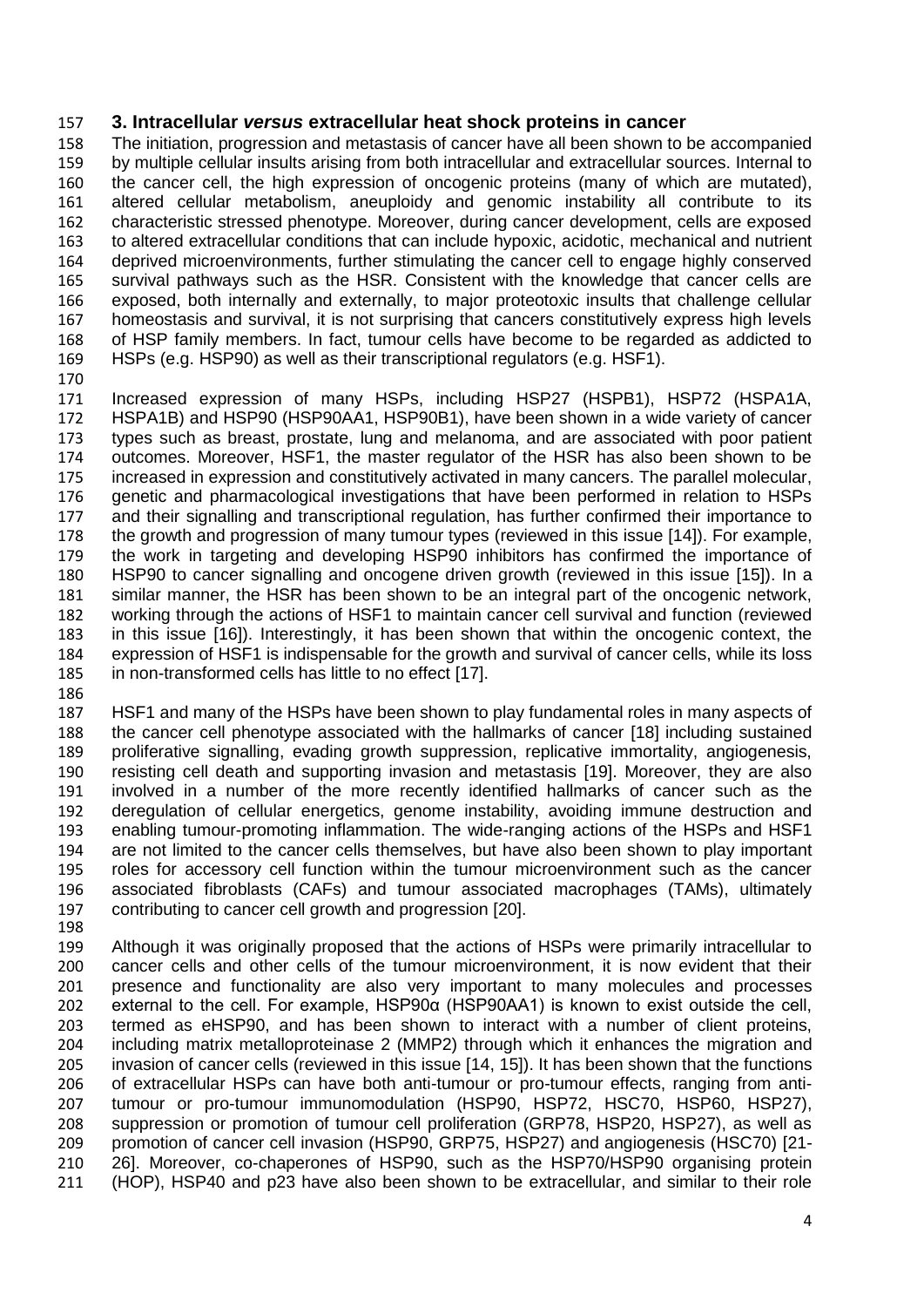## 3. Intracellular *versus* extracellular heat shock proteins in cancer

The initiation, progression and metastasis of cancer have all been shown to be accompanied by multiple cellular insults arising from both intracellular and extracellular sources. Internal to the cancer cell, the high expression of oncogenic proteins (many of which are mutated), altered cellular metabolism, aneuploidy and genomic instability all contribute to its characteristic stressed phenotype. Moreover, during cancer development, cells are exposed to altered extracellular conditions that can include hypoxic, acidotic, mechanical and nutrient deprived microenvironments, further stimulating the cancer cell to engage highly conserved survival pathways such as the HSR. Consistent with the knowledge that cancer cells are exposed, both internally and externally, to major proteotoxic insults that challenge cellular homeostasis and survival, it is not surprising that cancers constitutively express high levels of HSP family members. In fact, tumour cells have become to be regarded as addicted to HSPs (e.g. HSP90) as well as their transcriptional regulators (e.g. HSF1).

Increased expression of many HSPs, including HSP27 (HSPB1), HSP72 (HSPA1A, HSPA1B) and HSP90 (HSP90AA1, HSP90B1), have been shown in a wide variety of cancer types such as breast, prostate, lung and melanoma, and are associated with poor patient outcomes. Moreover, HSF1, the master regulator of the HSR has also been shown to be increased in expression and constitutively activated in many cancers. The parallel molecular, genetic and pharmacological investigations that have been performed in relation to HSPs and their signalling and transcriptional regulation, has further confirmed their importance to the growth and progression of many tumour types (reviewed in this issue [14]). For example, the work in targeting and developing HSP90 inhibitors has confirmed the importance of HSP90 to cancer signalling and oncogene driven growth (reviewed in this issue [15]). In a similar manner, the HSR has been shown to be an integral part of the oncogenic network, working through the actions of HSF1 to maintain cancer cell survival and function (reviewed in this issue [16]). Interestingly, it has been shown that within the oncogenic context, the expression of HSF1 is indispensable for the growth and survival of cancer cells, while its loss in non-transformed cells has little to no effect [17].

HSF1 and many of the HSPs have been shown to play fundamental roles in many aspects of the cancer cell phenotype associated with the hallmarks of cancer [18] including sustained proliferative signalling, evading growth suppression, replicative immortality, angiogenesis, resisting cell death and supporting invasion and metastasis [19]. Moreover, they are also involved in a number of the more recently identified hallmarks of cancer such as the deregulation of cellular energetics, genome instability, avoiding immune destruction and enabling tumour-promoting inflammation. The wide-ranging actions of the HSPs and HSF1 are not limited to the cancer cells themselves, but have also been shown to play important roles for accessory cell function within the tumour microenvironment such as the cancer associated fibroblasts (CAFs) and tumour associated macrophages (TAMs), ultimately contributing to cancer cell growth and progression [20].

Although it was originally proposed that the actions of HSPs were primarily intracellular to cancer cells and other cells of the tumour microenvironment, it is now evident that their presence and functionality are also very important to many molecules and processes external to the cell. For example, HSP90α (HSP90AA1) is known to exist outside the cell, termed as eHSP90, and has been shown to interact with a number of client proteins, including matrix metalloproteinase 2 (MMP2) through which it enhances the migration and invasion of cancer cells (reviewed in this issue [14, 15]). It has been shown that the functions of extracellular HSPs can have both anti-tumour or pro-tumour effects, ranging from anti-tumour or pro-tumour immunomodulation (HSP90, HSP72, HSC70, HSP60, HSP27), suppression or promotion of tumour cell proliferation (GRP78, HSP20, HSP27), as well as promotion of cancer cell invasion (HSP90, GRP75, HSP27) and angiogenesis (HSC70) [21-26]. Moreover, co-chaperones of HSP90, such as the HSP70/HSP90 organising protein (HOP), HSP40 and p23 have also been shown to be extracellular, and similar to their role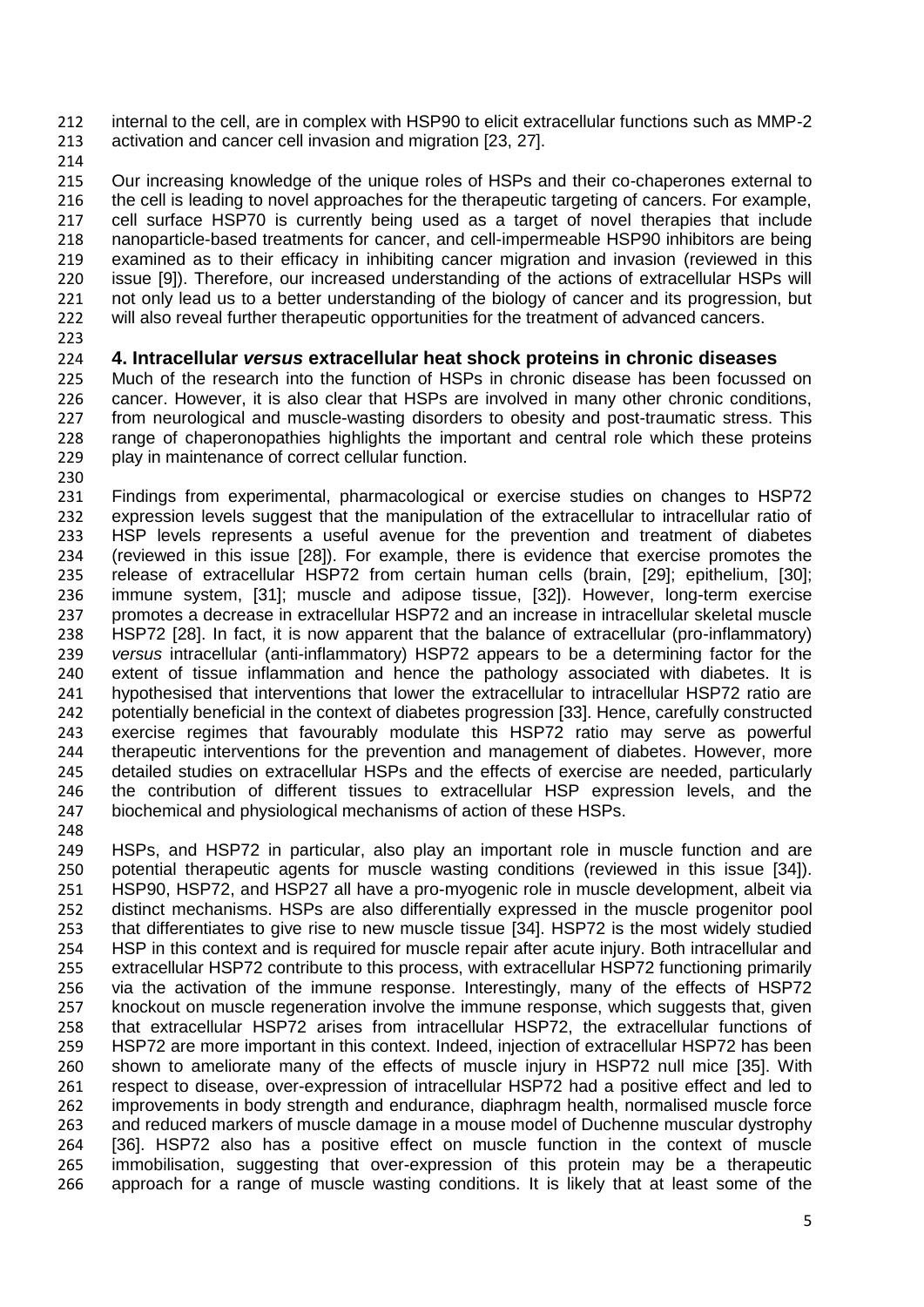internal to the cell, are in complex with HSP90 to elicit extracellular functions such as MMP-2 activation and cancer cell invasion and migration [23, 27].

Our increasing knowledge of the unique roles of HSPs and their co-chaperones external to the cell is leading to novel approaches for the therapeutic targeting of cancers. For example, cell surface HSP70 is currently being used as a target of novel therapies that include nanoparticle-based treatments for cancer, and cell-impermeable HSP90 inhibitors are being examined as to their efficacy in inhibiting cancer migration and invasion (reviewed in this issue [9]). Therefore, our increased understanding of the actions of extracellular HSPs will not only lead us to a better understanding of the biology of cancer and its progression, but will also reveal further therapeutic opportunities for the treatment of advanced cancers.

## 4. Intracellular *versus* extracellular heat shock proteins in chronic diseases

Much of the research into the function of HSPs in chronic disease has been focussed on cancer. However, it is also clear that HSPs are involved in many other chronic conditions, from neurological and muscle-wasting disorders to obesity and post-traumatic stress. This range of chaperonopathies highlights the important and central role which these proteins play in maintenance of correct cellular function.

Findings from experimental, pharmacological or exercise studies on changes to HSP72 expression levels suggest that the manipulation of the extracellular to intracellular ratio of HSP levels represents a useful avenue for the prevention and treatment of diabetes (reviewed in this issue [28]). For example, there is evidence that exercise promotes the release of extracellular HSP72 from certain human cells (brain, [29]; epithelium, [30]; immune system, [31]; muscle and adipose tissue, [32]). However, long-term exercise promotes a decrease in extracellular HSP72 and an increase in intracellular skeletal muscle HSP72 [28]. In fact, it is now apparent that the balance of extracellular (pro-inflammatory) *versus* intracellular (anti-inflammatory) HSP72 appears to be a determining factor for the extent of tissue inflammation and hence the pathology associated with diabetes. It is hypothesised that interventions that lower the extracellular to intracellular HSP72 ratio are potentially beneficial in the context of diabetes progression [33]. Hence, carefully constructed exercise regimes that favourably modulate this HSP72 ratio may serve as powerful therapeutic interventions for the prevention and management of diabetes. However, more detailed studies on extracellular HSPs and the effects of exercise are needed, particularly the contribution of different tissues to extracellular HSP expression levels, and the biochemical and physiological mechanisms of action of these HSPs.

HSPs, and HSP72 in particular, also play an important role in muscle function and are potential therapeutic agents for muscle wasting conditions (reviewed in this issue [34]). HSP90, HSP72, and HSP27 all have a pro-myogenic role in muscle development, albeit via distinct mechanisms. HSPs are also differentially expressed in the muscle progenitor pool that differentiates to give rise to new muscle tissue [34]. HSP72 is the most widely studied HSP in this context and is required for muscle repair after acute injury. Both intracellular and extracellular HSP72 contribute to this process, with extracellular HSP72 functioning primarily via the activation of the immune response. Interestingly, many of the effects of HSP72 knockout on muscle regeneration involve the immune response, which suggests that, given that extracellular HSP72 arises from intracellular HSP72, the extracellular functions of HSP72 are more important in this context. Indeed, injection of extracellular HSP72 has been shown to ameliorate many of the effects of muscle injury in HSP72 null mice [35]. With respect to disease, over-expression of intracellular HSP72 had a positive effect and led to improvements in body strength and endurance, diaphragm health, normalised muscle force and reduced markers of muscle damage in a mouse model of Duchenne muscular dystrophy [36]. HSP72 also has a positive effect on muscle function in the context of muscle immobilisation, suggesting that over-expression of this protein may be a therapeutic approach for a range of muscle wasting conditions. It is likely that at least some of the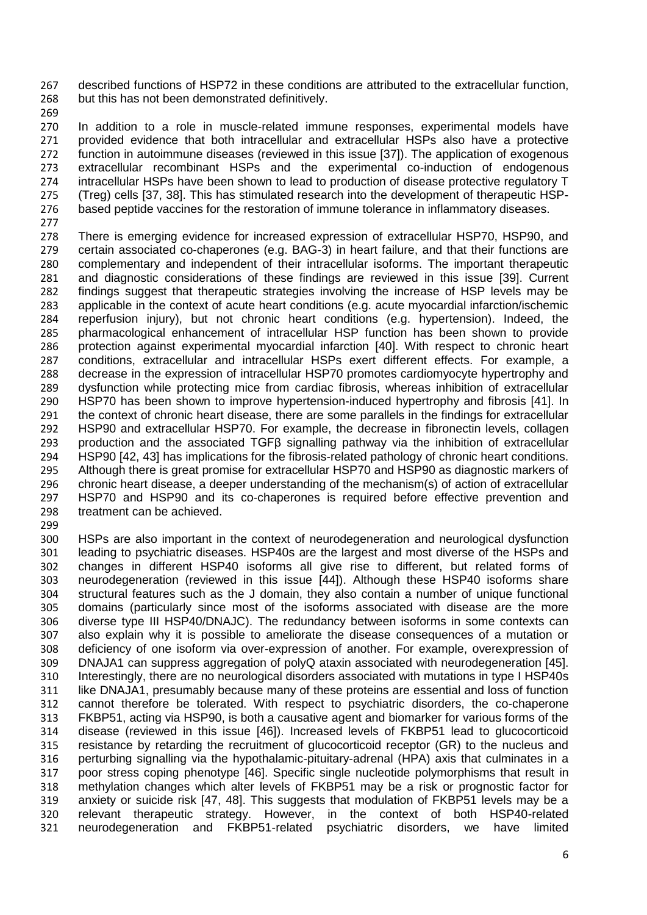described functions of HSP72 in these conditions are attributed to the extracellular function, but this has not been demonstrated definitively.

In addition to a role in muscle-related immune responses, experimental models have provided evidence that both intracellular and extracellular HSPs also have a protective function in autoimmune diseases (reviewed in this issue [37]). The application of exogenous extracellular recombinant HSPs and the experimental co-induction of endogenous intracellular HSPs have been shown to lead to production of disease protective regulatory T (Treg) cells [37, 38]. This has stimulated research into the development of therapeutic HSP-based peptide vaccines for the restoration of immune tolerance in inflammatory diseases.

There is emerging evidence for increased expression of extracellular HSP70, HSP90, and certain associated co-chaperones (e.g. BAG-3) in heart failure, and that their functions are complementary and independent of their intracellular isoforms. The important therapeutic and diagnostic considerations of these findings are reviewed in this issue [39]. Current findings suggest that therapeutic strategies involving the increase of HSP levels may be applicable in the context of acute heart conditions (e.g. acute myocardial infarction/ischemic reperfusion injury), but not chronic heart conditions (e.g. hypertension). Indeed, the pharmacological enhancement of intracellular HSP function has been shown to provide protection against experimental myocardial infarction [40]. With respect to chronic heart conditions, extracellular and intracellular HSPs exert different effects. For example, a decrease in the expression of intracellular HSP70 promotes cardiomyocyte hypertrophy and dysfunction while protecting mice from cardiac fibrosis, whereas inhibition of extracellular HSP70 has been shown to improve hypertension-induced hypertrophy and fibrosis [41]. In the context of chronic heart disease, there are some parallels in the findings for extracellular HSP90 and extracellular HSP70. For example, the decrease in fibronectin levels, collagen production and the associated TGFβ signalling pathway via the inhibition of extracellular HSP90 [42, 43] has implications for the fibrosis-related pathology of chronic heart conditions. Although there is great promise for extracellular HSP70 and HSP90 as diagnostic markers of chronic heart disease, a deeper understanding of the mechanism(s) of action of extracellular HSP70 and HSP90 and its co-chaperones is required before effective prevention and treatment can be achieved.

HSPs are also important in the context of neurodegeneration and neurological dysfunction leading to psychiatric diseases. HSP40s are the largest and most diverse of the HSPs and changes in different HSP40 isoforms all give rise to different, but related forms of neurodegeneration (reviewed in this issue [44]). Although these HSP40 isoforms share structural features such as the J domain, they also contain a number of unique functional domains (particularly since most of the isoforms associated with disease are the more diverse type III HSP40/DNAJC). The redundancy between isoforms in some contexts can also explain why it is possible to ameliorate the disease consequences of a mutation or deficiency of one isoform via over-expression of another. For example, overexpression of DNAJA1 can suppress aggregation of polyQ ataxin associated with neurodegeneration [45]. Interestingly, there are no neurological disorders associated with mutations in type I HSP40s like DNAJA1, presumably because many of these proteins are essential and loss of function cannot therefore be tolerated. With respect to psychiatric disorders, the co-chaperone FKBP51, acting via HSP90, is both a causative agent and biomarker for various forms of the disease (reviewed in this issue [46]). Increased levels of FKBP51 lead to glucocorticoid resistance by retarding the recruitment of glucocorticoid receptor (GR) to the nucleus and perturbing signalling via the hypothalamic-pituitary-adrenal (HPA) axis that culminates in a poor stress coping phenotype [46]. Specific single nucleotide polymorphisms that result in methylation changes which alter levels of FKBP51 may be a risk or prognostic factor for anxiety or suicide risk [47, 48]. This suggests that modulation of FKBP51 levels may be a relevant therapeutic strategy. However, in the context of both HSP40-related neurodegeneration and FKBP51-related psychiatric disorders, we have limited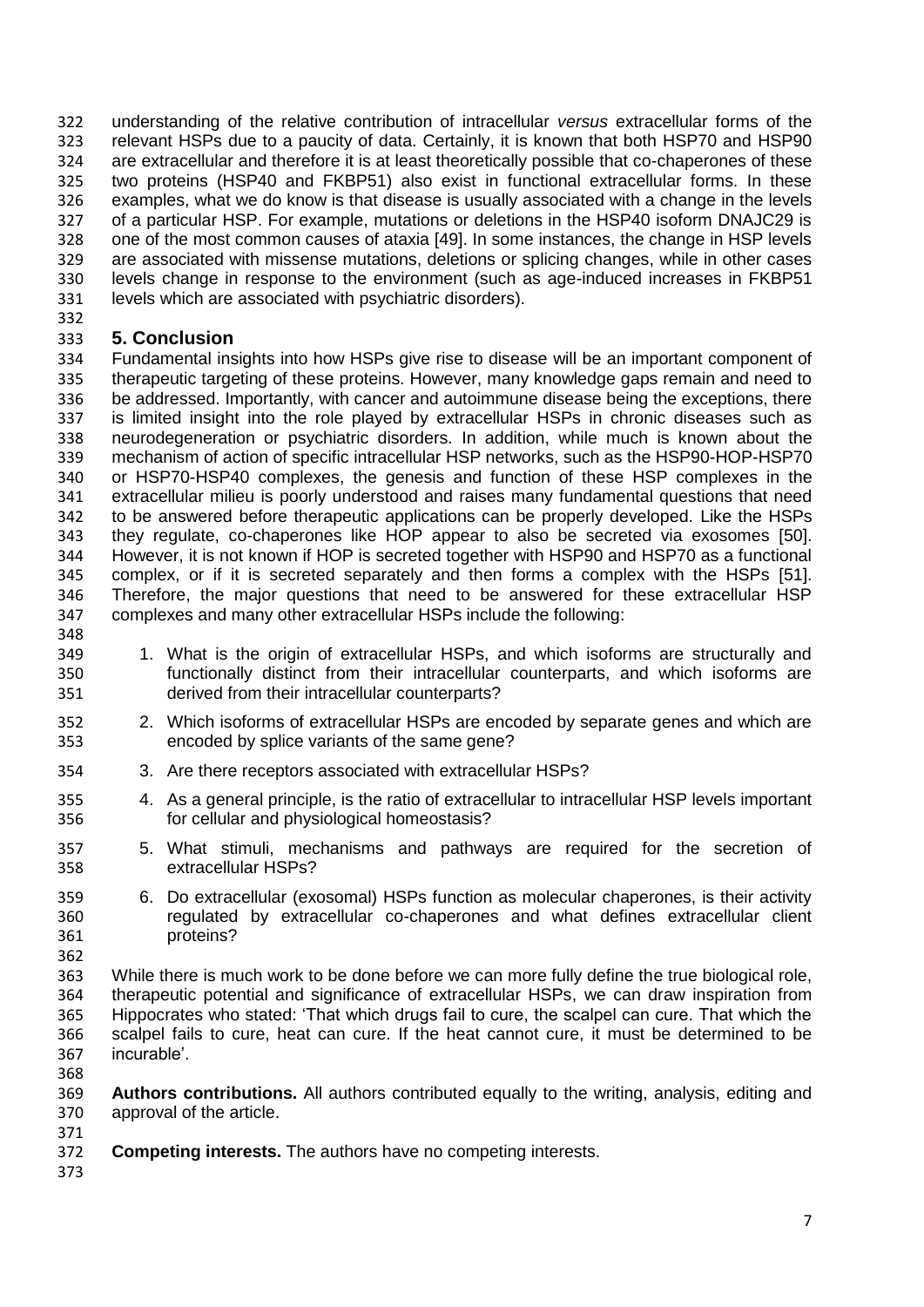understanding of the relative contribution of intracellular *versus* extracellular forms of the relevant HSPs due to a paucity of data. Certainly, it is known that both HSP70 and HSP90 are extracellular and therefore it is at least theoretically possible that co-chaperones of these two proteins (HSP40 and FKBP51) also exist in functional extracellular forms. In these examples, what we do know is that disease is usually associated with a change in the levels of a particular HSP. For example, mutations or deletions in the HSP40 isoform DNAJC29 is one of the most common causes of ataxia [49]. In some instances, the change in HSP levels are associated with missense mutations, deletions or splicing changes, while in other cases levels change in response to the environment (such as age-induced increases in FKBP51 levels which are associated with psychiatric disorders).

## 5. Conclusion

Fundamental insights into how HSPs give rise to disease will be an important component of therapeutic targeting of these proteins. However, many knowledge gaps remain and need to be addressed. Importantly, with cancer and autoimmune disease being the exceptions, there is limited insight into the role played by extracellular HSPs in chronic diseases such as neurodegeneration or psychiatric disorders. In addition, while much is known about the mechanism of action of specific intracellular HSP networks, such as the HSP90-HOP-HSP70 or HSP70-HSP40 complexes, the genesis and function of these HSP complexes in the extracellular milieu is poorly understood and raises many fundamental questions that need to be answered before therapeutic applications can be properly developed. Like the HSPs they regulate, co-chaperones like HOP appear to also be secreted via exosomes [50]. However, it is not known if HOP is secreted together with HSP90 and HSP70 as a functional complex, or if it is secreted separately and then forms a complex with the HSPs [51]. Therefore, the major questions that need to be answered for these extracellular HSP complexes and many other extracellular HSPs include the following:

1. What is the origin of extracellular HSPs, and which isoforms are structurally and functionally distinct from their intracellular counterparts, and which isoforms are derived from their intracellular counterparts?
2. Which isoforms of extracellular HSPs are encoded by separate genes and which are encoded by splice variants of the same gene?
3. Are there receptors associated with extracellular HSPs?
4. As a general principle, is the ratio of extracellular to intracellular HSP levels important for cellular and physiological homeostasis?
5. What stimuli, mechanisms and pathways are required for the secretion of extracellular HSPs?
6. Do extracellular (exosomal) HSPs function as molecular chaperones, is their activity regulated by extracellular co-chaperones and what defines extracellular client proteins?

While there is much work to be done before we can more fully define the true biological role, therapeutic potential and significance of extracellular HSPs, we can draw inspiration from Hippocrates who stated: 'That which drugs fail to cure, the scalpel can cure. That which the scalpel fails to cure, heat can cure. If the heat cannot cure, it must be determined to be incurable'.

**Authors contributions.** All authors contributed equally to the writing, analysis, editing and approval of the article.

**Competing interests.** The authors have no competing interests.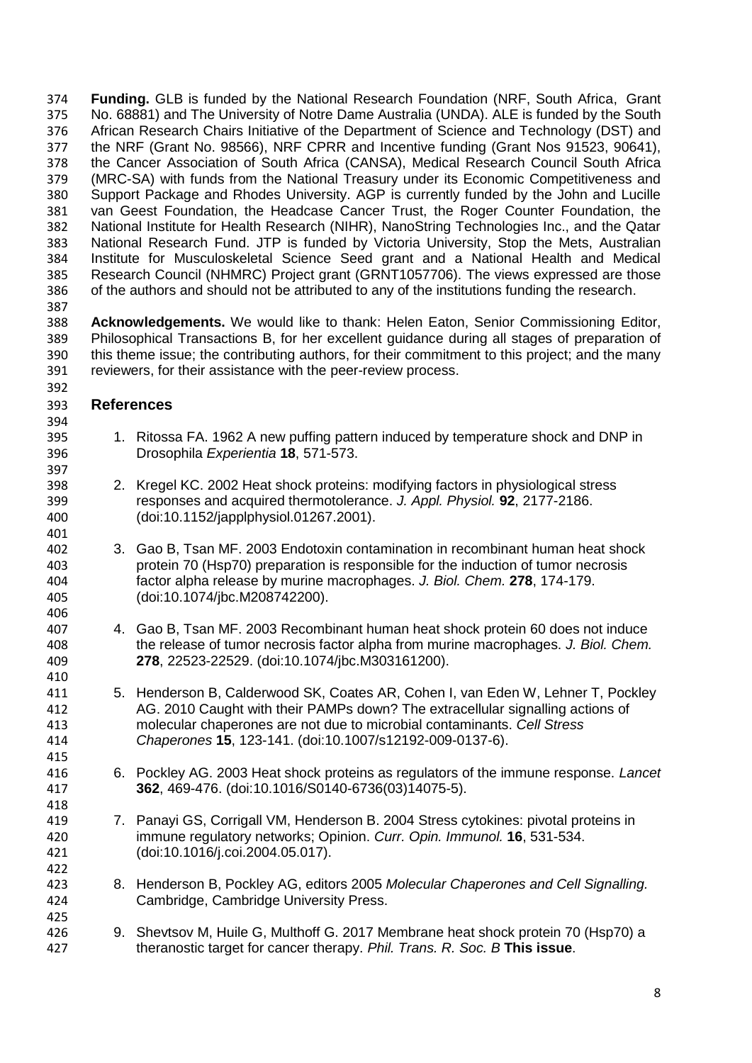**Funding.** GLB is funded by the National Research Foundation (NRF, South Africa, Grant No. 68881) and The University of Notre Dame Australia (UNDA). ALE is funded by the South African Research Chairs Initiative of the Department of Science and Technology (DST) and the NRF (Grant No. 98566), NRF CPRR and Incentive funding (Grant Nos 91523, 90641), the Cancer Association of South Africa (CANSA), Medical Research Council South Africa (MRC-SA) with funds from the National Treasury under its Economic Competitiveness and Support Package and Rhodes University. AGP is currently funded by the John and Lucille van Geest Foundation, the Headcase Cancer Trust, the Roger Counter Foundation, the National Institute for Health Research (NIHR), NanoString Technologies Inc., and the Qatar National Research Fund. JTP is funded by Victoria University, Stop the Mets, Australian Institute for Musculoskeletal Science Seed grant and a National Health and Medical Research Council (NHMRC) Project grant (GRNT1057706). The views expressed are those of the authors and should not be attributed to any of the institutions funding the research.

**Acknowledgements.** We would like to thank: Helen Eaton, Senior Commissioning Editor, Philosophical Transactions B, for her excellent guidance during all stages of preparation of this theme issue; the contributing authors, for their commitment to this project; and the many reviewers, for their assistance with the peer-review process.

## References

1. Ritossa FA. 1962 A new puffing pattern induced by temperature shock and DNP in Drosophila *Experientia* **18**, 571-573.

2. Kregel KC. 2002 Heat shock proteins: modifying factors in physiological stress responses and acquired thermotolerance. *J. Appl. Physiol.* **92**, 2177-2186. (doi:10.1152/japplphysiol.01267.2001).

3. Gao B, Tsan MF. 2003 Endotoxin contamination in recombinant human heat shock protein 70 (Hsp70) preparation is responsible for the induction of tumor necrosis factor alpha release by murine macrophages. *J. Biol. Chem.* **278**, 174-179. (doi:10.1074/jbc.M208742200).

4. Gao B, Tsan MF. 2003 Recombinant human heat shock protein 60 does not induce the release of tumor necrosis factor alpha from murine macrophages. *J. Biol. Chem.* **278**, 22523-22529. (doi:10.1074/jbc.M303161200).

5. Henderson B, Calderwood SK, Coates AR, Cohen I, van Eden W, Lehner T, Pockley AG. 2010 Caught with their PAMPs down? The extracellular signalling actions of molecular chaperones are not due to microbial contaminants. *Cell Stress Chaperones* **15**, 123-141. (doi:10.1007/s12192-009-0137-6).

6. Pockley AG. 2003 Heat shock proteins as regulators of the immune response. *Lancet* **362**, 469-476. (doi:10.1016/S0140-6736(03)14075-5).

7. Panayi GS, Corrigall VM, Henderson B. 2004 Stress cytokines: pivotal proteins in immune regulatory networks; Opinion. *Curr. Opin. Immunol.* **16**, 531-534. (doi:10.1016/j.coi.2004.05.017).

8. Henderson B, Pockley AG, editors 2005 *Molecular Chaperones and Cell Signalling.* Cambridge, Cambridge University Press.

9. Shevtsov M, Huile G, Multhoff G. 2017 Membrane heat shock protein 70 (Hsp70) a theranostic target for cancer therapy. *Phil. Trans. R. Soc. B* **This issue**.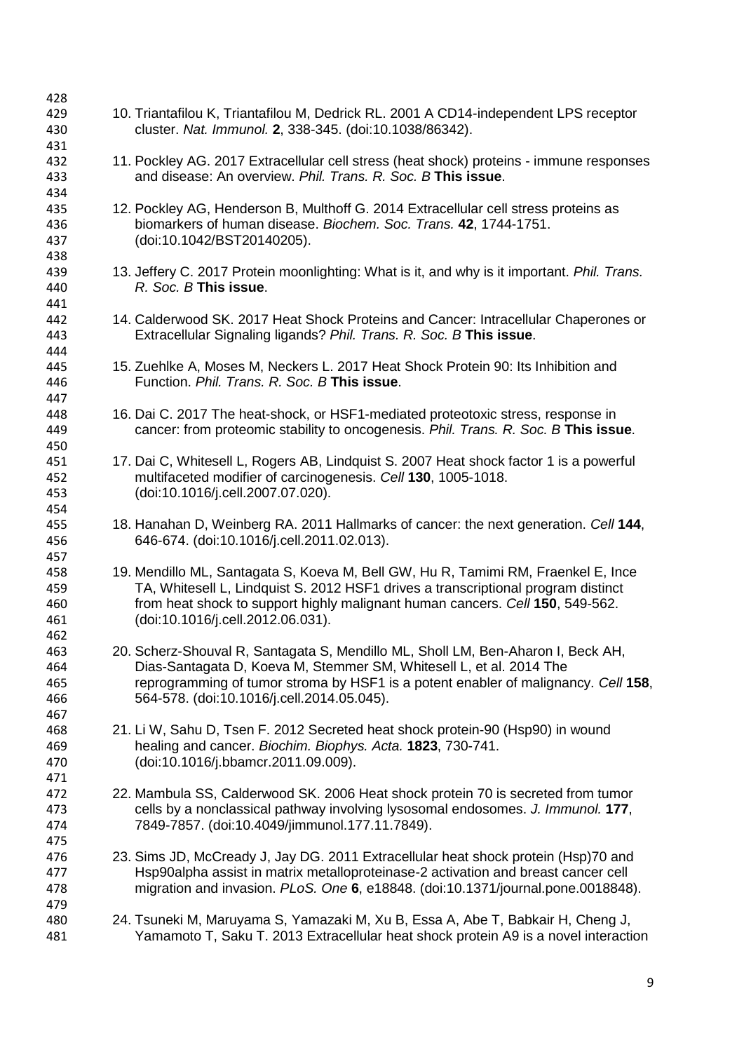10. Triantafilou K, Triantafilou M, Dedrick RL. 2001 A CD14-independent LPS receptor cluster. *Nat. Immunol.* **2**, 338-345. (doi:10.1038/86342).

11. Pockley AG. 2017 Extracellular cell stress (heat shock) proteins - immune responses and disease: An overview. *Phil. Trans. R. Soc. B* **This issue**.

12. Pockley AG, Henderson B, Multhoff G. 2014 Extracellular cell stress proteins as biomarkers of human disease. *Biochem. Soc. Trans.* **42**, 1744-1751. (doi:10.1042/BST20140205).

13. Jeffery C. 2017 Protein moonlighting: What is it, and why is it important. *Phil. Trans. R. Soc. B* **This issue**.

14. Calderwood SK. 2017 Heat Shock Proteins and Cancer: Intracellular Chaperones or Extracellular Signaling ligands? *Phil. Trans. R. Soc. B* **This issue**.

15. Zuehlke A, Moses M, Neckers L. 2017 Heat Shock Protein 90: Its Inhibition and Function. *Phil. Trans. R. Soc. B* **This issue**.

16. Dai C. 2017 The heat-shock, or HSF1-mediated proteotoxic stress, response in cancer: from proteomic stability to oncogenesis. *Phil. Trans. R. Soc. B* **This issue**.

17. Dai C, Whitesell L, Rogers AB, Lindquist S. 2007 Heat shock factor 1 is a powerful multifaceted modifier of carcinogenesis. *Cell* **130**, 1005-1018. (doi:10.1016/j.cell.2007.07.020).

18. Hanahan D, Weinberg RA. 2011 Hallmarks of cancer: the next generation. *Cell* **144**, 646-674. (doi:10.1016/j.cell.2011.02.013).

19. Mendillo ML, Santagata S, Koeva M, Bell GW, Hu R, Tamimi RM, Fraenkel E, Ince TA, Whitesell L, Lindquist S. 2012 HSF1 drives a transcriptional program distinct from heat shock to support highly malignant human cancers. *Cell* **150**, 549-562. (doi:10.1016/j.cell.2012.06.031).

20. Scherz-Shouval R, Santagata S, Mendillo ML, Sholl LM, Ben-Aharon I, Beck AH, Dias-Santagata D, Koeva M, Stemmer SM, Whitesell L, et al. 2014 The reprogramming of tumor stroma by HSF1 is a potent enabler of malignancy. *Cell* **158**, 564-578. (doi:10.1016/j.cell.2014.05.045).

21. Li W, Sahu D, Tsen F. 2012 Secreted heat shock protein-90 (Hsp90) in wound healing and cancer. *Biochim. Biophys. Acta.* **1823**, 730-741. (doi:10.1016/j.bbamcr.2011.09.009).

22. Mambula SS, Calderwood SK. 2006 Heat shock protein 70 is secreted from tumor cells by a nonclassical pathway involving lysosomal endosomes. *J. Immunol.* **177**, 7849-7857. (doi:10.4049/jimmunol.177.11.7849).

23. Sims JD, McCready J, Jay DG. 2011 Extracellular heat shock protein (Hsp)70 and Hsp90alpha assist in matrix metalloproteinase-2 activation and breast cancer cell migration and invasion. *PLoS. One* **6**, e18848. (doi:10.1371/journal.pone.0018848).

24. Tsuneki M, Maruyama S, Yamazaki M, Xu B, Essa A, Abe T, Babkair H, Cheng J, Yamamoto T, Saku T. 2013 Extracellular heat shock protein A9 is a novel interaction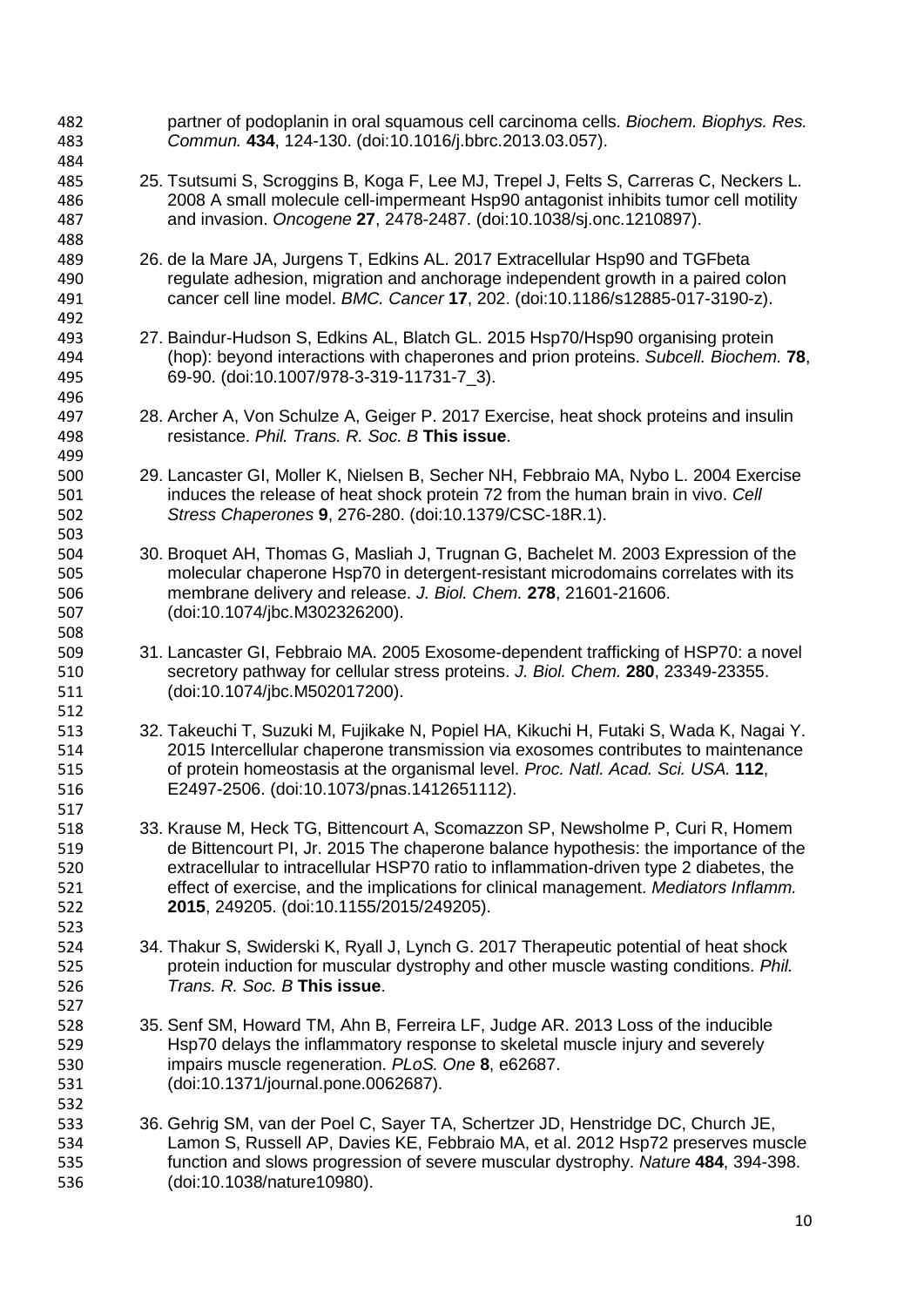partner of podoplanin in oral squamous cell carcinoma cells. *Biochem. Biophys. Res. Commun.* **434**, 124-130. (doi:10.1016/j.bbrc.2013.03.057).

25. Tsutsumi S, Scroggins B, Koga F, Lee MJ, Trepel J, Felts S, Carreras C, Neckers L. 2008 A small molecule cell-impermeant Hsp90 antagonist inhibits tumor cell motility and invasion. *Oncogene* **27**, 2478-2487. (doi:10.1038/sj.onc.1210897).

26. de la Mare JA, Jurgens T, Edkins AL. 2017 Extracellular Hsp90 and TGFbeta regulate adhesion, migration and anchorage independent growth in a paired colon cancer cell line model. *BMC. Cancer* **17**, 202. (doi:10.1186/s12885-017-3190-z).

27. Baindur-Hudson S, Edkins AL, Blatch GL. 2015 Hsp70/Hsp90 organising protein (hop): beyond interactions with chaperones and prion proteins. *Subcell. Biochem.* **78**, 69-90. (doi:10.1007/978-3-319-11731-7_3).

28. Archer A, Von Schulze A, Geiger P. 2017 Exercise, heat shock proteins and insulin resistance. *Phil. Trans. R. Soc. B* **This issue**.

29. Lancaster GI, Moller K, Nielsen B, Secher NH, Febbraio MA, Nybo L. 2004 Exercise induces the release of heat shock protein 72 from the human brain in vivo. *Cell Stress Chaperones* **9**, 276-280. (doi:10.1379/CSC-18R.1).

30. Broquet AH, Thomas G, Masliah J, Trugnan G, Bachelet M. 2003 Expression of the molecular chaperone Hsp70 in detergent-resistant microdomains correlates with its membrane delivery and release. *J. Biol. Chem.* **278**, 21601-21606. (doi:10.1074/jbc.M302326200).

31. Lancaster GI, Febbraio MA. 2005 Exosome-dependent trafficking of HSP70: a novel secretory pathway for cellular stress proteins. *J. Biol. Chem.* **280**, 23349-23355. (doi:10.1074/jbc.M502017200).

32. Takeuchi T, Suzuki M, Fujikake N, Popiel HA, Kikuchi H, Futaki S, Wada K, Nagai Y. 2015 Intercellular chaperone transmission via exosomes contributes to maintenance of protein homeostasis at the organismal level. *Proc. Natl. Acad. Sci. USA.* **112**, E2497-2506. (doi:10.1073/pnas.1412651112).

33. Krause M, Heck TG, Bittencourt A, Scomazzon SP, Newsholme P, Curi R, Homem de Bittencourt PI, Jr. 2015 The chaperone balance hypothesis: the importance of the extracellular to intracellular HSP70 ratio to inflammation-driven type 2 diabetes, the effect of exercise, and the implications for clinical management. *Mediators Inflamm.* **2015**, 249205. (doi:10.1155/2015/249205).

34. Thakur S, Swiderski K, Ryall J, Lynch G. 2017 Therapeutic potential of heat shock protein induction for muscular dystrophy and other muscle wasting conditions. *Phil. Trans. R. Soc. B* **This issue**.

35. Senf SM, Howard TM, Ahn B, Ferreira LF, Judge AR. 2013 Loss of the inducible Hsp70 delays the inflammatory response to skeletal muscle injury and severely impairs muscle regeneration. *PLoS. One* **8**, e62687. (doi:10.1371/journal.pone.0062687).

36. Gehrig SM, van der Poel C, Sayer TA, Schertzer JD, Henstridge DC, Church JE, Lamon S, Russell AP, Davies KE, Febbraio MA, et al. 2012 Hsp72 preserves muscle function and slows progression of severe muscular dystrophy. *Nature* **484**, 394-398. (doi:10.1038/nature10980).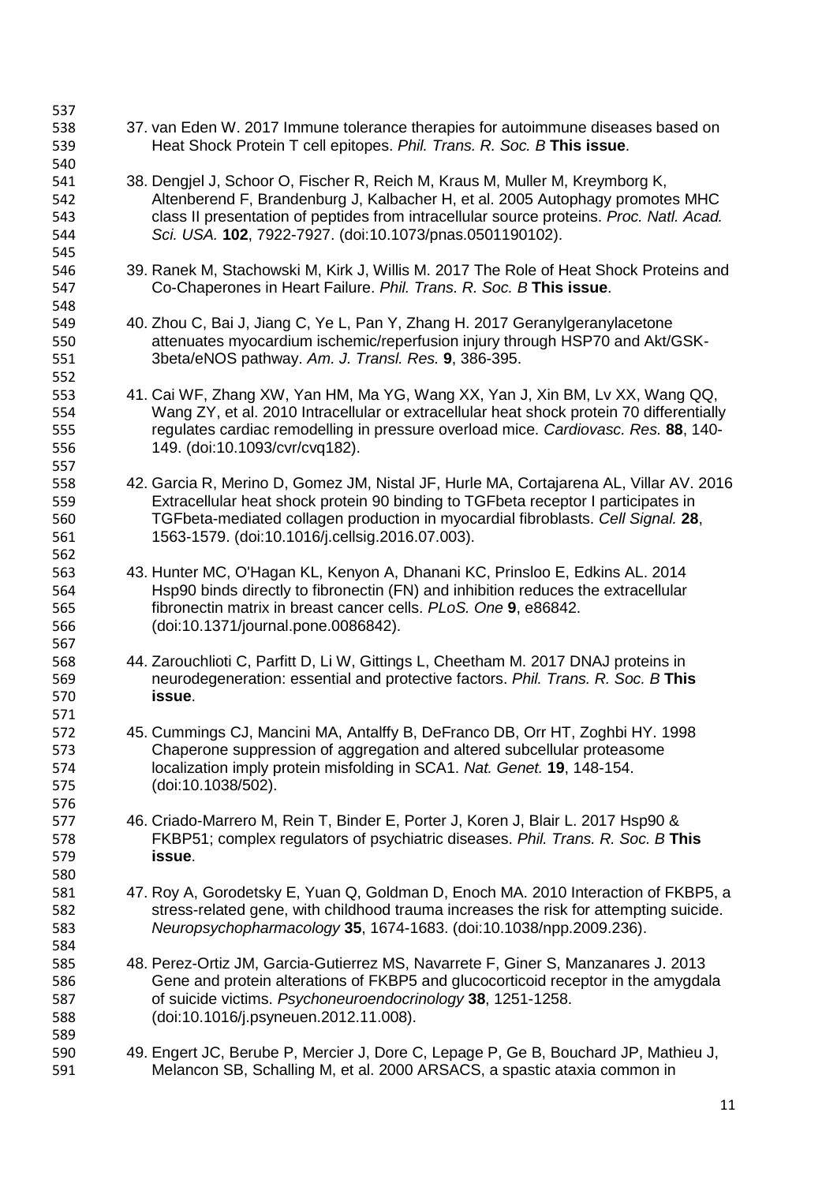37. van Eden W. 2017 Immune tolerance therapies for autoimmune diseases based on Heat Shock Protein T cell epitopes. *Phil. Trans. R. Soc. B* **This issue**.

38. Dengjel J, Schoor O, Fischer R, Reich M, Kraus M, Muller M, Kreymborg K, Altenberend F, Brandenburg J, Kalbacher H, et al. 2005 Autophagy promotes MHC class II presentation of peptides from intracellular source proteins. *Proc. Natl. Acad. Sci. USA.* **102**, 7922-7927. (doi:10.1073/pnas.0501190102).

39. Ranek M, Stachowski M, Kirk J, Willis M. 2017 The Role of Heat Shock Proteins and Co-Chaperones in Heart Failure. *Phil. Trans. R. Soc. B* **This issue**.

40. Zhou C, Bai J, Jiang C, Ye L, Pan Y, Zhang H. 2017 Geranylgeranylacetone attenuates myocardium ischemic/reperfusion injury through HSP70 and Akt/GSK-3beta/eNOS pathway. *Am. J. Transl. Res.* **9**, 386-395.

41. Cai WF, Zhang XW, Yan HM, Ma YG, Wang XX, Yan J, Xin BM, Lv XX, Wang QQ, Wang ZY, et al. 2010 Intracellular or extracellular heat shock protein 70 differentially regulates cardiac remodelling in pressure overload mice. *Cardiovasc. Res.* **88**, 140-149. (doi:10.1093/cvr/cvq182).

42. Garcia R, Merino D, Gomez JM, Nistal JF, Hurle MA, Cortajarena AL, Villar AV. 2016 Extracellular heat shock protein 90 binding to TGFbeta receptor I participates in TGFbeta-mediated collagen production in myocardial fibroblasts. *Cell Signal.* **28**, 1563-1579. (doi:10.1016/j.cellsig.2016.07.003).

43. Hunter MC, O'Hagan KL, Kenyon A, Dhanani KC, Prinsloo E, Edkins AL. 2014 Hsp90 binds directly to fibronectin (FN) and inhibition reduces the extracellular fibronectin matrix in breast cancer cells. *PLoS. One* **9**, e86842. (doi:10.1371/journal.pone.0086842).

44. Zarouchlioti C, Parfitt D, Li W, Gittings L, Cheetham M. 2017 DNAJ proteins in neurodegeneration: essential and protective factors. *Phil. Trans. R. Soc. B* **This issue**.

45. Cummings CJ, Mancini MA, Antalffy B, DeFranco DB, Orr HT, Zoghbi HY. 1998 Chaperone suppression of aggregation and altered subcellular proteasome localization imply protein misfolding in SCA1. *Nat. Genet.* **19**, 148-154. (doi:10.1038/502).

46. Criado-Marrero M, Rein T, Binder E, Porter J, Koren J, Blair L. 2017 Hsp90 & FKBP51; complex regulators of psychiatric diseases. *Phil. Trans. R. Soc. B* **This issue**.

47. Roy A, Gorodetsky E, Yuan Q, Goldman D, Enoch MA. 2010 Interaction of FKBP5, a stress-related gene, with childhood trauma increases the risk for attempting suicide. *Neuropsychopharmacology* **35**, 1674-1683. (doi:10.1038/npp.2009.236).

48. Perez-Ortiz JM, Garcia-Gutierrez MS, Navarrete F, Giner S, Manzanares J. 2013 Gene and protein alterations of FKBP5 and glucocorticoid receptor in the amygdala of suicide victims. *Psychoneuroendocrinology* **38**, 1251-1258. (doi:10.1016/j.psyneuen.2012.11.008).

49. Engert JC, Berube P, Mercier J, Dore C, Lepage P, Ge B, Bouchard JP, Mathieu J, Melancon SB, Schalling M, et al. 2000 ARSACS, a spastic ataxia common in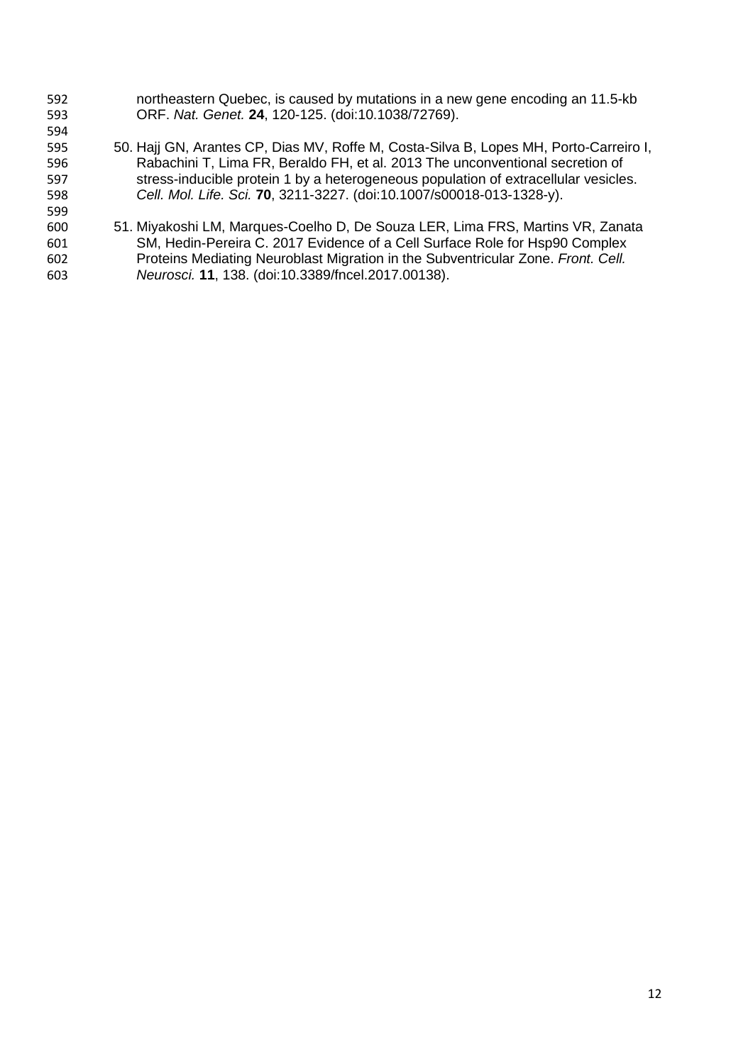northeastern Quebec, is caused by mutations in a new gene encoding an 11.5-kb ORF. *Nat. Genet.* **24**, 120-125. (doi:10.1038/72769).

50. Hajj GN, Arantes CP, Dias MV, Roffe M, Costa-Silva B, Lopes MH, Porto-Carreiro I, Rabachini T, Lima FR, Beraldo FH, et al. 2013 The unconventional secretion of stress-inducible protein 1 by a heterogeneous population of extracellular vesicles. *Cell. Mol. Life. Sci.* **70**, 3211-3227. (doi:10.1007/s00018-013-1328-y).

51. Miyakoshi LM, Marques-Coelho D, De Souza LER, Lima FRS, Martins VR, Zanata SM, Hedin-Pereira C. 2017 Evidence of a Cell Surface Role for Hsp90 Complex Proteins Mediating Neuroblast Migration in the Subventricular Zone. *Front. Cell. Neurosci.* **11**, 138. (doi:10.3389/fncel.2017.00138).